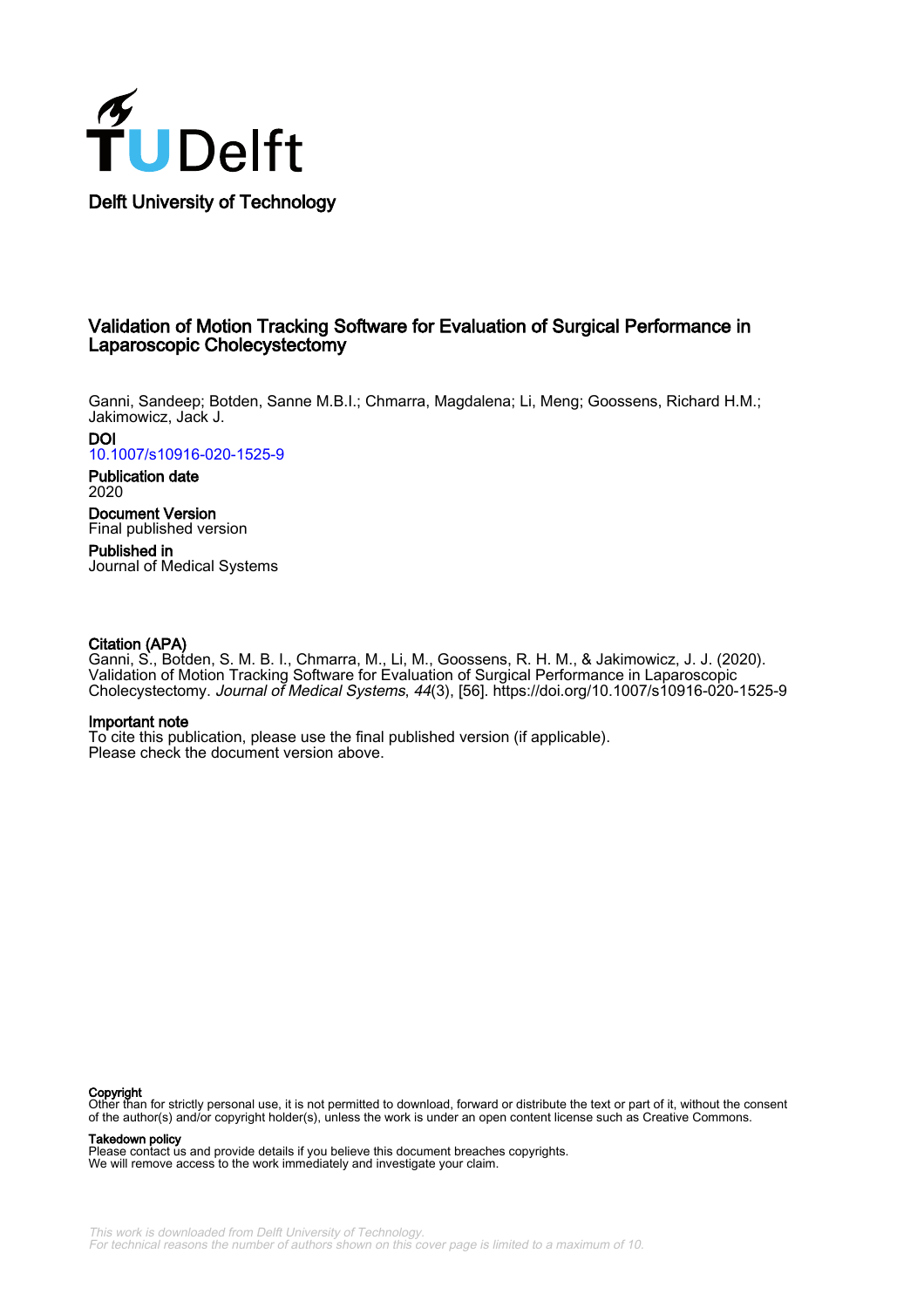Delft University of Technology

# Validation of Motion Tracking Software for Evaluation of Surgical Performance in Laparoscopic Cholecystectomy

Ganni, Sandeep; Botden, Sanne M.B.I.; Chmarra, Magdalena; Li, Meng; Goossens, Richard H.M.; Jakimowicz, Jack J.

**DOI**
10.1007/s10916-020-1525-9

**Publication date**
2020

**Document Version**
Final published version

**Published in**
Journal of Medical Systems

**Citation (APA)**
Ganni, S., Botden, S. M. B. I., Chmarra, M., Li, M., Goossens, R. H. M., & Jakimowicz, J. J. (2020). Validation of Motion Tracking Software for Evaluation of Surgical Performance in Laparoscopic Cholecystectomy. *Journal of Medical Systems*, *44*(3), [56]. https://doi.org/10.1007/s10916-020-1525-9

**Important note**
To cite this publication, please use the final published version (if applicable). Please check the document version above.

**Copyright**
Other than for strictly personal use, it is not permitted to download, forward or distribute the text or part of it, without the consent of the author(s) and/or copyright holder(s), unless the work is under an open content license such as Creative Commons.

**Takedown policy**
Please contact us and provide details if you believe this document breaches copyrights. We will remove access to the work immediately and investigate your claim.

This work is downloaded from Delft University of Technology.
For technical reasons the number of authors shown on this cover page is limited to a maximum of 10.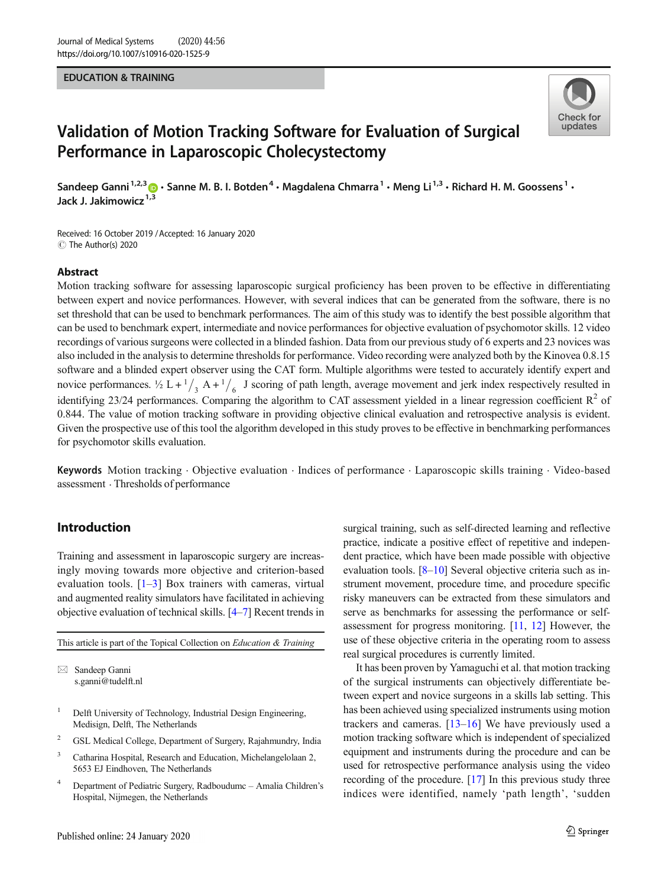EDUCATION & TRAINING

# Validation of Motion Tracking Software for Evaluation of Surgical Performance in Laparoscopic Cholecystectomy

**Sandeep Ganni**[1,2,3] **· Sanne M. B. I. Botden**[4] **· Magdalena Chmarra**[1] **· Meng Li**[1,3] **· Richard H. M. Goossens**[1] **· Jack J. Jakimowicz**[1,3]

Received: 16 October 2019 / Accepted: 16 January 2020
© The Author(s) 2020

## Abstract

Motion tracking software for assessing laparoscopic surgical proficiency has been proven to be effective in differentiating between expert and novice performances. However, with several indices that can be generated from the software, there is no set threshold that can be used to benchmark performances. The aim of this study was to identify the best possible algorithm that can be used to benchmark expert, intermediate and novice performances for objective evaluation of psychomotor skills. 12 video recordings of various surgeons were collected in a blinded fashion. Data from our previous study of 6 experts and 23 novices was also included in the analysis to determine thresholds for performance. Video recording were analyzed both by the Kinovea 0.8.15 software and a blinded expert observer using the CAT form. Multiple algorithms were tested to accurately identify expert and novice performances. $\frac{1}{2}$ L + $\frac{1}{3}$ A + $\frac{1}{6}$ J scoring of path length, average movement and jerk index respectively resulted in identifying 23/24 performances. Comparing the algorithm to CAT assessment yielded in a linear regression coefficient $R^2$ of 0.844. The value of motion tracking software in providing objective clinical evaluation and retrospective analysis is evident. Given the prospective use of this tool the algorithm developed in this study proves to be effective in benchmarking performances for psychomotor skills evaluation.

**Keywords** Motion tracking · Objective evaluation · Indices of performance · Laparoscopic skills training · Video-based assessment · Thresholds of performance

## Introduction

Training and assessment in laparoscopic surgery are increasingly moving towards more objective and criterion-based evaluation tools. [1–3] Box trainers with cameras, virtual and augmented reality simulators have facilitated in achieving objective evaluation of technical skills. [4–7] Recent trends in surgical training, such as self-directed learning and reflective practice, indicate a positive effect of repetitive and independent practice, which have been made possible with objective evaluation tools. [8–10] Several objective criteria such as instrument movement, procedure time, and procedure specific risky maneuvers can be extracted from these simulators and serve as benchmarks for assessing the performance or self-assessment for progress monitoring. [11, 12] However, the use of these objective criteria in the operating room to assess real surgical procedures is currently limited.

It has been proven by Yamaguchi et al. that motion tracking of the surgical instruments can objectively differentiate between expert and novice surgeons in a skills lab setting. This has been achieved using specialized instruments using motion trackers and cameras. [13–16] We have previously used a motion tracking software which is independent of specialized equipment and instruments during the procedure and can be used for retrospective performance analysis using the video recording of the procedure. [17] In this previous study three indices were identified, namely 'path length', 'sudden

This article is part of the Topical Collection on *Education & Training*

✉ Sandeep Ganni
s.ganni@tudelft.nl

[1] Delft University of Technology, Industrial Design Engineering, Medisign, Delft, The Netherlands

[2] GSL Medical College, Department of Surgery, Rajahmundry, India

[3] Catharina Hospital, Research and Education, Michelangelolaan 2, 5653 EJ Eindhoven, The Netherlands

[4] Department of Pediatric Surgery, Radboudumc – Amalia Children's Hospital, Nijmegen, the Netherlands

Published online: 24 January 2020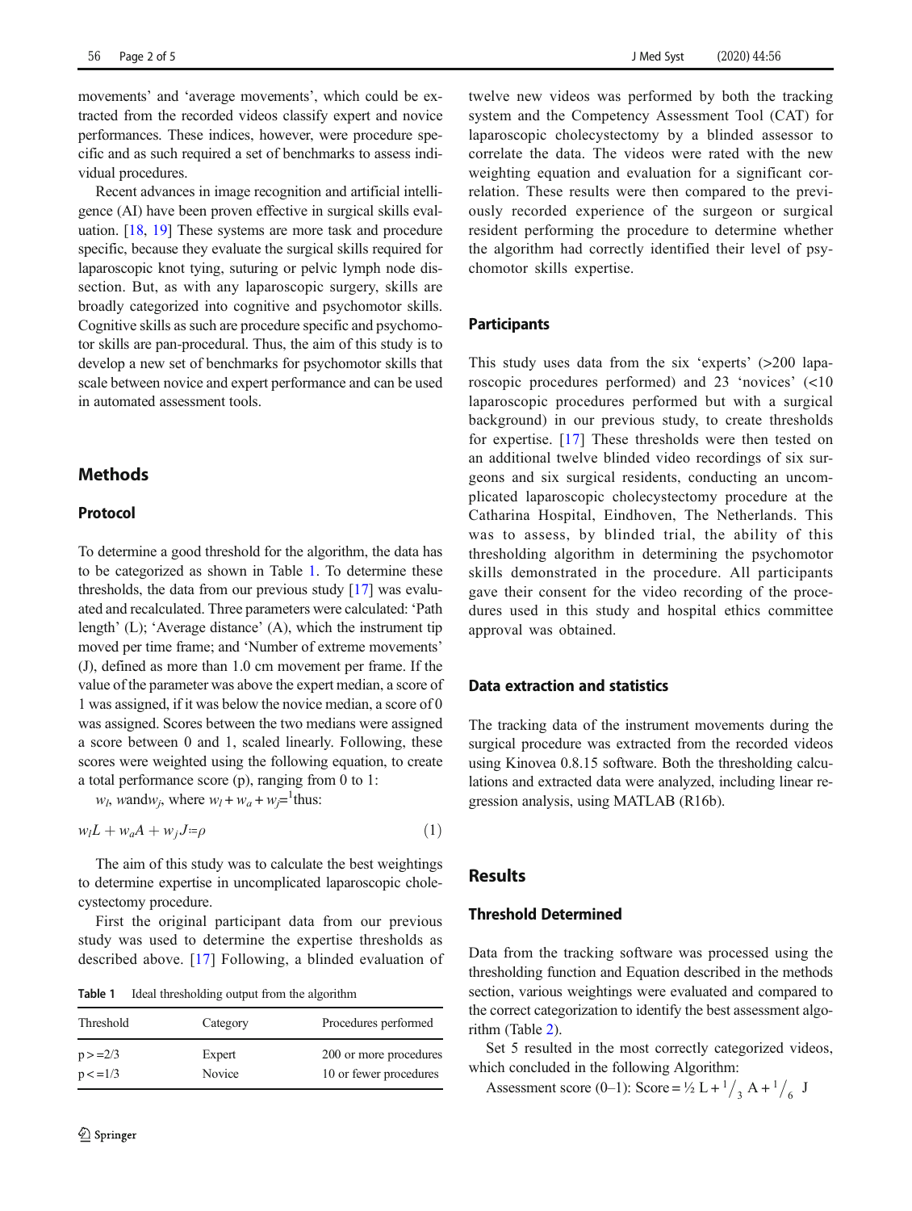movements' and 'average movements', which could be extracted from the recorded videos classify expert and novice performances. These indices, however, were procedure specific and as such required a set of benchmarks to assess individual procedures.

Recent advances in image recognition and artificial intelligence (AI) have been proven effective in surgical skills evaluation. [18, 19] These systems are more task and procedure specific, because they evaluate the surgical skills required for laparoscopic knot tying, suturing or pelvic lymph node dissection. But, as with any laparoscopic surgery, skills are broadly categorized into cognitive and psychomotor skills. Cognitive skills as such are procedure specific and psychomotor skills are pan-procedural. Thus, the aim of this study is to develop a new set of benchmarks for psychomotor skills that scale between novice and expert performance and can be used in automated assessment tools.

## Methods

### Protocol

To determine a good threshold for the algorithm, the data has to be categorized as shown in Table 1. To determine these thresholds, the data from our previous study [17] was evaluated and recalculated. Three parameters were calculated: 'Path length' (L); 'Average distance' (A), which the instrument tip moved per time frame; and 'Number of extreme movements' (J), defined as more than 1.0 cm movement per frame. If the value of the parameter was above the expert median, a score of 1 was assigned, if it was below the novice median, a score of 0 was assigned. Scores between the two medians were assigned a score between 0 and 1, scaled linearly. Following, these scores were weighted using the following equation, to create a total performance score (p), ranging from 0 to 1:

$w_l$, and$w_j$, where $w_l + w_a + w_j$=$^1$thus:

$$w_l L + w_a A + w_j J \coloneqq \rho \tag{1}$$

The aim of this study was to calculate the best weightings to determine expertise in uncomplicated laparoscopic cholecystectomy procedure.

First the original participant data from our previous study was used to determine the expertise thresholds as described above. [17] Following, a blinded evaluation of twelve new videos was performed by both the tracking system and the Competency Assessment Tool (CAT) for laparoscopic cholecystectomy by a blinded assessor to correlate the data. The videos were rated with the new weighting equation and evaluation for a significant correlation. These results were then compared to the previously recorded experience of the surgeon or surgical resident performing the procedure to determine whether the algorithm had correctly identified their level of psychomotor skills expertise.

**Table 1** Ideal thresholding output from the algorithm

| Threshold | Category | Procedures performed |
|---|---|---|
| p >=2/3 | Expert | 200 or more procedures |
| p <=1/3 | Novice | 10 or fewer procedures |

### Participants

This study uses data from the six 'experts' (>200 laparoscopic procedures performed) and 23 'novices' (<10 laparoscopic procedures performed but with a surgical background) in our previous study, to create thresholds for expertise. [17] These thresholds were then tested on an additional twelve blinded video recordings of six surgeons and six surgical residents, conducting an uncomplicated laparoscopic cholecystectomy procedure at the Catharina Hospital, Eindhoven, The Netherlands. This was to assess, by blinded trial, the ability of this thresholding algorithm in determining the psychomotor skills demonstrated in the procedure. All participants gave their consent for the video recording of the procedures used in this study and hospital ethics committee approval was obtained.

### Data extraction and statistics

The tracking data of the instrument movements during the surgical procedure was extracted from the recorded videos using Kinovea 0.8.15 software. Both the thresholding calculations and extracted data were analyzed, including linear regression analysis, using MATLAB (R16b).

## Results

### Threshold Determined

Data from the tracking software was processed using the thresholding function and Equation described in the methods section, various weightings were evaluated and compared to the correct categorization to identify the best assessment algorithm (Table 2).

Set 5 resulted in the most correctly categorized videos, which concluded in the following Algorithm:

Assessment score (0–1): Score = $\frac{1}{2}$ L + $^1/_3$ A + $^1/_6$ J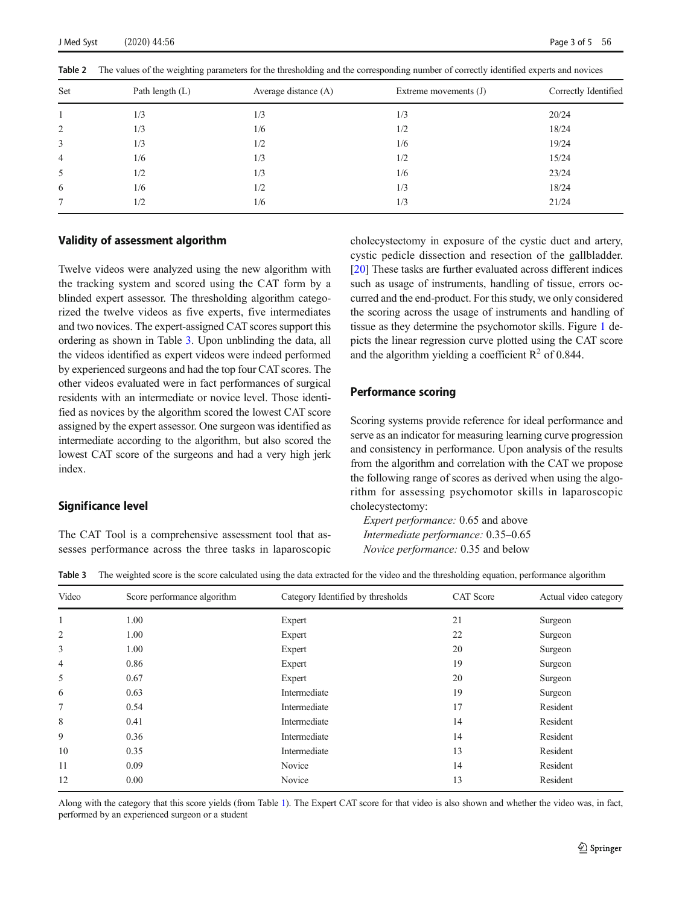**Table 2** The values of the weighting parameters for the thresholding and the corresponding number of correctly identified experts and novices

| Set | Path length (L) | Average distance (A) | Extreme movements (J) | Correctly Identified |
|---|---|---|---|---|
| 1 | 1/3 | 1/3 | 1/3 | 20/24 |
| 2 | 1/3 | 1/6 | 1/2 | 18/24 |
| 3 | 1/3 | 1/2 | 1/6 | 19/24 |
| 4 | 1/6 | 1/3 | 1/2 | 15/24 |
| 5 | 1/2 | 1/3 | 1/6 | 23/24 |
| 6 | 1/6 | 1/2 | 1/3 | 18/24 |
| 7 | 1/2 | 1/6 | 1/3 | 21/24 |

## Validity of assessment algorithm

Twelve videos were analyzed using the new algorithm with the tracking system and scored using the CAT form by a blinded expert assessor. The thresholding algorithm categorized the twelve videos as five experts, five intermediates and two novices. The expert-assigned CAT scores support this ordering as shown in Table 3. Upon unblinding the data, all the videos identified as expert videos were indeed performed by experienced surgeons and had the top four CAT scores. The other videos evaluated were in fact performances of surgical residents with an intermediate or novice level. Those identified as novices by the algorithm scored the lowest CAT score assigned by the expert assessor. One surgeon was identified as intermediate according to the algorithm, but also scored the lowest CAT score of the surgeons and had a very high jerk index.

## Significance level

The CAT Tool is a comprehensive assessment tool that assesses performance across the three tasks in laparoscopic cholecystectomy in exposure of the cystic duct and artery, cystic pedicle dissection and resection of the gallbladder. [20] These tasks are further evaluated across different indices such as usage of instruments, handling of tissue, errors occurred and the end-product. For this study, we only considered the scoring across the usage of instruments and handling of tissue as they determine the psychomotor skills. Figure 1 depicts the linear regression curve plotted using the CAT score and the algorithm yielding a coefficient $R^2$ of 0.844.

## Performance scoring

Scoring systems provide reference for ideal performance and serve as an indicator for measuring learning curve progression and consistency in performance. Upon analysis of the results from the algorithm and correlation with the CAT we propose the following range of scores as derived when using the algorithm for assessing psychomotor skills in laparoscopic cholecystectomy:

*Expert performance:* 0.65 and above
*Intermediate performance:* 0.35–0.65
*Novice performance:* 0.35 and below

**Table 3** The weighted score is the score calculated using the data extracted for the video and the thresholding equation, performance algorithm

| Video | Score performance algorithm | Category Identified by thresholds | CAT Score | Actual video category |
|---|---|---|---|---|
| 1 | 1.00 | Expert | 21 | Surgeon |
| 2 | 1.00 | Expert | 22 | Surgeon |
| 3 | 1.00 | Expert | 20 | Surgeon |
| 4 | 0.86 | Expert | 19 | Surgeon |
| 5 | 0.67 | Expert | 20 | Surgeon |
| 6 | 0.63 | Intermediate | 19 | Surgeon |
| 7 | 0.54 | Intermediate | 17 | Resident |
| 8 | 0.41 | Intermediate | 14 | Resident |
| 9 | 0.36 | Intermediate | 14 | Resident |
| 10 | 0.35 | Intermediate | 13 | Resident |
| 11 | 0.09 | Novice | 14 | Resident |
| 12 | 0.00 | Novice | 13 | Resident |

Along with the category that this score yields (from Table 1). The Expert CAT score for that video is also shown and whether the video was, in fact, performed by an experienced surgeon or a student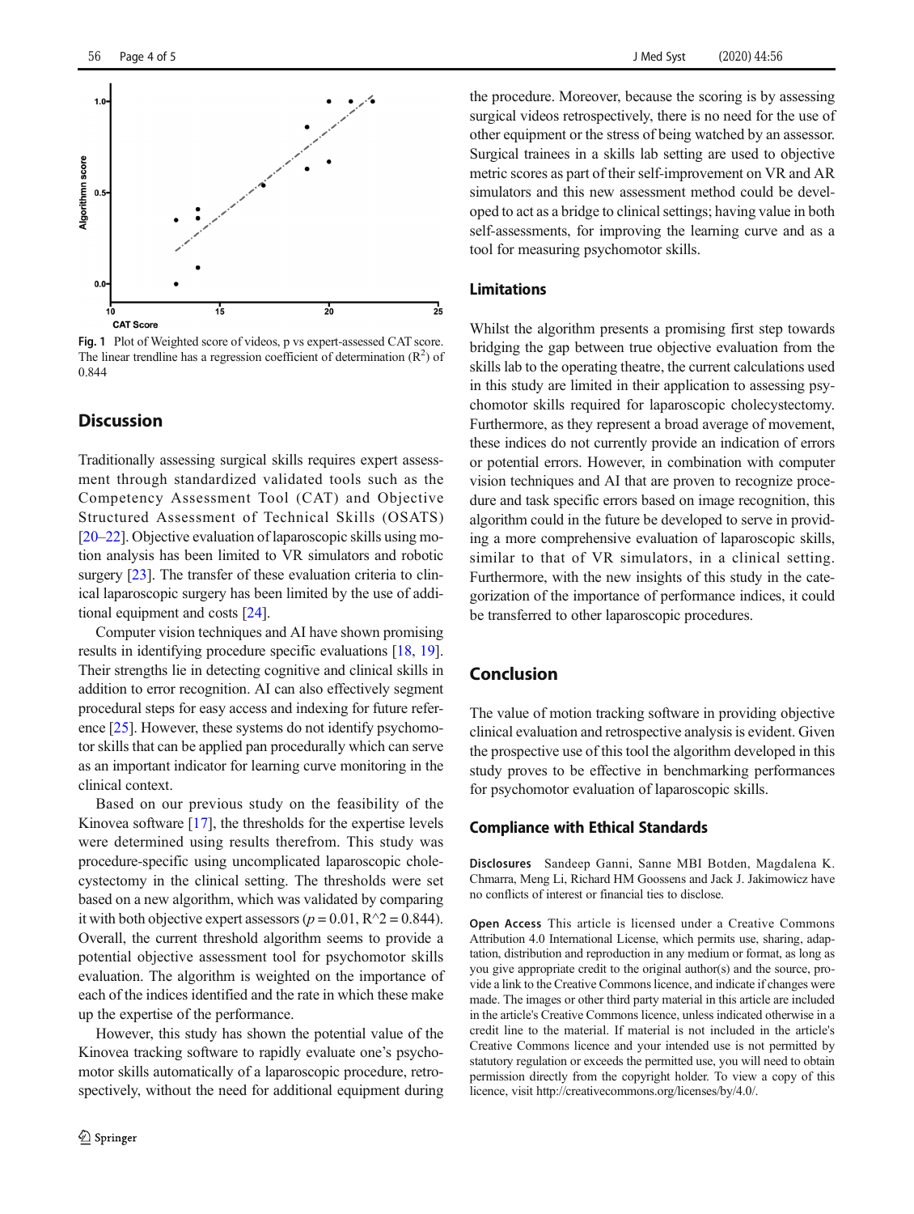Algorithmn score

1.0

0.5

0.0

10

15

20

25

CAT Score

**Fig. 1** Plot of Weighted score of videos, p vs expert-assessed CAT score. The linear trendline has a regression coefficient of determination ($R^2$) of 0.844

## Discussion

Traditionally assessing surgical skills requires expert assessment through standardized validated tools such as the Competency Assessment Tool (CAT) and Objective Structured Assessment of Technical Skills (OSATS) [20–22]. Objective evaluation of laparoscopic skills using motion analysis has been limited to VR simulators and robotic surgery [23]. The transfer of these evaluation criteria to clinical laparoscopic surgery has been limited by the use of additional equipment and costs [24].

Computer vision techniques and AI have shown promising results in identifying procedure specific evaluations [18, 19]. Their strengths lie in detecting cognitive and clinical skills in addition to error recognition. AI can also effectively segment procedural steps for easy access and indexing for future reference [25]. However, these systems do not identify psychomotor skills that can be applied pan procedurally which can serve as an important indicator for learning curve monitoring in the clinical context.

Based on our previous study on the feasibility of the Kinovea software [17], the thresholds for the expertise levels were determined using results therefrom. This study was procedure-specific using uncomplicated laparoscopic cholecystectomy in the clinical setting. The thresholds were set based on a new algorithm, which was validated by comparing it with both objective expert assessors ($p = 0.01$, $R^2 = 0.844$). Overall, the current threshold algorithm seems to provide a potential objective assessment tool for psychomotor skills evaluation. The algorithm is weighted on the importance of each of the indices identified and the rate in which these make up the expertise of the performance.

However, this study has shown the potential value of the Kinovea tracking software to rapidly evaluate one's psychomotor skills automatically of a laparoscopic procedure, retrospectively, without the need for additional equipment during the procedure. Moreover, because the scoring is by assessing surgical videos retrospectively, there is no need for the use of other equipment or the stress of being watched by an assessor. Surgical trainees in a skills lab setting are used to objective metric scores as part of their self-improvement on VR and AR simulators and this new assessment method could be developed to act as a bridge to clinical settings; having value in both self-assessments, for improving the learning curve and as a tool for measuring psychomotor skills.

### Limitations

Whilst the algorithm presents a promising first step towards bridging the gap between true objective evaluation from the skills lab to the operating theatre, the current calculations used in this study are limited in their application to assessing psychomotor skills required for laparoscopic cholecystectomy. Furthermore, as they represent a broad average of movement, these indices do not currently provide an indication of errors or potential errors. However, in combination with computer vision techniques and AI that are proven to recognize procedure and task specific errors based on image recognition, this algorithm could in the future be developed to serve in providing a more comprehensive evaluation of laparoscopic skills, similar to that of VR simulators, in a clinical setting. Furthermore, with the new insights of this study in the categorization of the importance of performance indices, it could be transferred to other laparoscopic procedures.

## Conclusion

The value of motion tracking software in providing objective clinical evaluation and retrospective analysis is evident. Given the prospective use of this tool the algorithm developed in this study proves to be effective in benchmarking performances for psychomotor evaluation of laparoscopic skills.

### Compliance with Ethical Standards

**Disclosures** Sandeep Ganni, Sanne MBI Botden, Magdalena K. Chmarra, Meng Li, Richard HM Goossens and Jack J. Jakimowicz have no conflicts of interest or financial ties to disclose.

**Open Access** This article is licensed under a Creative Commons Attribution 4.0 International License, which permits use, sharing, adaptation, distribution and reproduction in any medium or format, as long as you give appropriate credit to the original author(s) and the source, provide a link to the Creative Commons licence, and indicate if changes were made. The images or other third party material in this article are included in the article's Creative Commons licence, unless indicated otherwise in a credit line to the material. If material is not included in the article's Creative Commons licence and your intended use is not permitted by statutory regulation or exceeds the permitted use, you will need to obtain permission directly from the copyright holder. To view a copy of this licence, visit http://creativecommons.org/licenses/by/4.0/.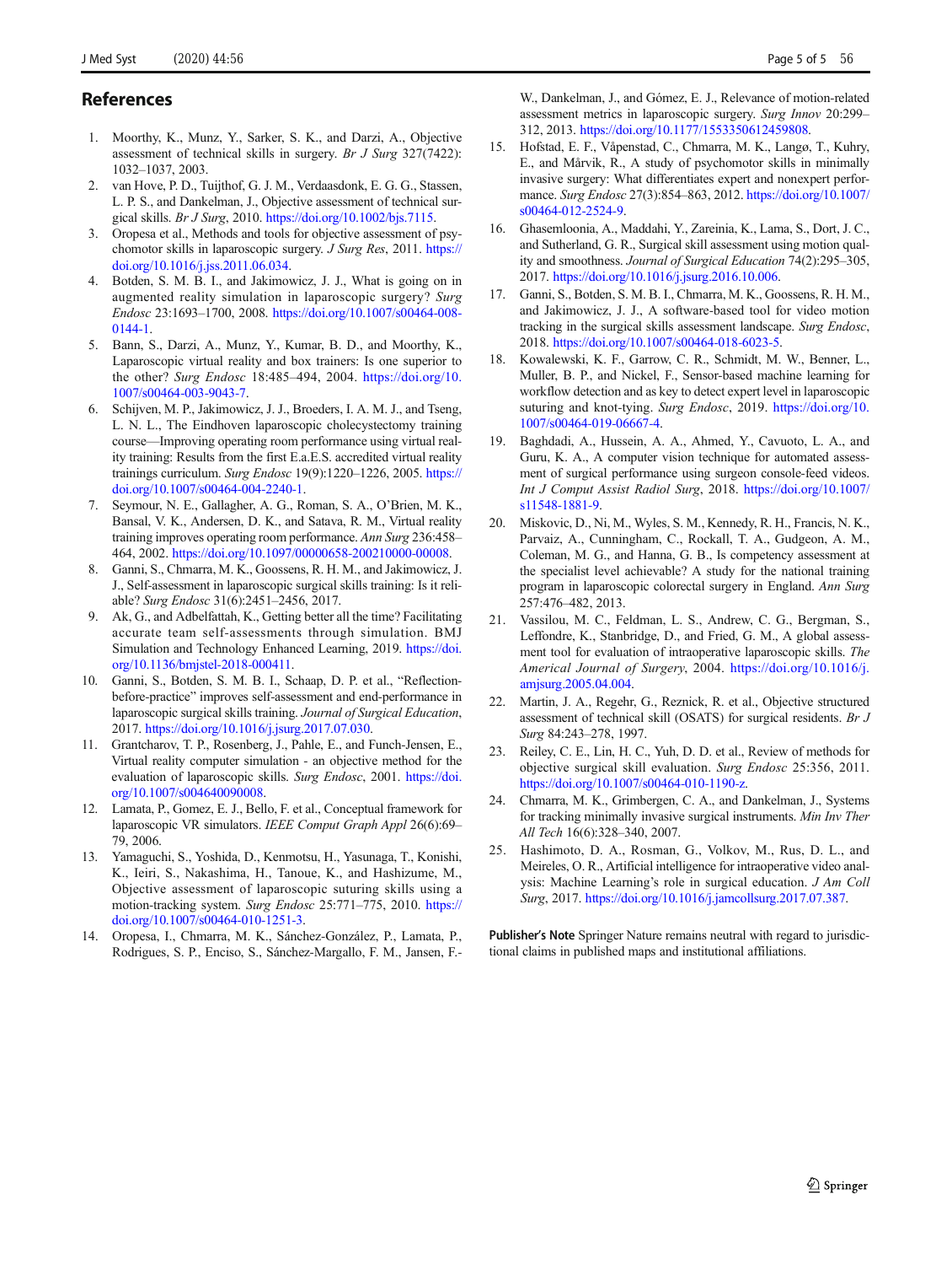## References

1. Moorthy, K., Munz, Y., Sarker, S. K., and Darzi, A., Objective assessment of technical skills in surgery. *Br J Surg* 327(7422): 1032–1037, 2003.
2. van Hove, P. D., Tuijthof, G. J. M., Verdaasdonk, E. G. G., Stassen, L. P. S., and Dankelman, J., Objective assessment of technical surgical skills. *Br J Surg*, 2010. https://doi.org/10.1002/bjs.7115.
3. Oropesa et al., Methods and tools for objective assessment of psychomotor skills in laparoscopic surgery. *J Surg Res*, 2011. https://doi.org/10.1016/j.jss.2011.06.034.
4. Botden, S. M. B. I., and Jakimowicz, J. J., What is going on in augmented reality simulation in laparoscopic surgery? *Surg Endosc* 23:1693–1700, 2008. https://doi.org/10.1007/s00464-008-0144-1.
5. Bann, S., Darzi, A., Munz, Y., Kumar, B. D., and Moorthy, K., Laparoscopic virtual reality and box trainers: Is one superior to the other? *Surg Endosc* 18:485–494, 2004. https://doi.org/10.1007/s00464-003-9043-7.
6. Schijven, M. P., Jakimowicz, J. J., Broeders, I. A. M. J., and Tseng, L. N. L., The Eindhoven laparoscopic cholecystectomy training course—Improving operating room performance using virtual reality training: Results from the first E.a.E.S. accredited virtual reality trainings curriculum. *Surg Endosc* 19(9):1220–1226, 2005. https://doi.org/10.1007/s00464-004-2240-1.
7. Seymour, N. E., Gallagher, A. G., Roman, S. A., O'Brien, M. K., Bansal, V. K., Andersen, D. K., and Satava, R. M., Virtual reality training improves operating room performance. *Ann Surg* 236:458–464, 2002. https://doi.org/10.1097/00000658-200210000-00008.
8. Ganni, S., Chmarra, M. K., Goossens, R. H. M., and Jakimowicz, J. J., Self-assessment in laparoscopic surgical skills training: Is it reliable? *Surg Endosc* 31(6):2451–2456, 2017.
9. Ak, G., and Adbelfattah, K., Getting better all the time? Facilitating accurate team self-assessments through simulation. BMJ Simulation and Technology Enhanced Learning, 2019. https://doi.org/10.1136/bmjstel-2018-000411.
10. Ganni, S., Botden, S. M. B. I., Schaap, D. P. et al., "Reflection-before-practice" improves self-assessment and end-performance in laparoscopic surgical skills training. *Journal of Surgical Education*, 2017. https://doi.org/10.1016/j.jsurg.2017.07.030.
11. Grantcharov, T. P., Rosenberg, J., Pahle, E., and Funch-Jensen, E., Virtual reality computer simulation - an objective method for the evaluation of laparoscopic skills. *Surg Endosc*, 2001. https://doi.org/10.1007/s004640090008.
12. Lamata, P., Gomez, E. J., Bello, F. et al., Conceptual framework for laparoscopic VR simulators. *IEEE Comput Graph Appl* 26(6):69–79, 2006.
13. Yamaguchi, S., Yoshida, D., Kenmotsu, H., Yasunaga, T., Konishi, K., Ieiri, S., Nakashima, H., Tanoue, K., and Hashizume, M., Objective assessment of laparoscopic suturing skills using a motion-tracking system. *Surg Endosc* 25:771–775, 2010. https://doi.org/10.1007/s00464-010-1251-3.
14. Oropesa, I., Chmarra, M. K., Sánchez-González, P., Lamata, P., Rodrigues, S. P., Enciso, S., Sánchez-Margallo, F. M., Jansen, F.-W., Dankelman, J., and Gómez, E. J., Relevance of motion-related assessment metrics in laparoscopic surgery. *Surg Innov* 20:299–312, 2013. https://doi.org/10.1177/1553350612459808.
15. Hofstad, E. F., Våpenstad, C., Chmarra, M. K., Langø, T., Kuhry, E., and Mårvik, R., A study of psychomotor skills in minimally invasive surgery: What differentiates expert and nonexpert performance. *Surg Endosc* 27(3):854–863, 2012. https://doi.org/10.1007/s00464-012-2524-9.
16. Ghasemloonia, A., Maddahi, Y., Zareinia, K., Lama, S., Dort, J. C., and Sutherland, G. R., Surgical skill assessment using motion quality and smoothness. *Journal of Surgical Education* 74(2):295–305, 2017. https://doi.org/10.1016/j.jsurg.2016.10.006.
17. Ganni, S., Botden, S. M. B. I., Chmarra, M. K., Goossens, R. H. M., and Jakimowicz, J. J., A software-based tool for video motion tracking in the surgical skills assessment landscape. *Surg Endosc*, 2018. https://doi.org/10.1007/s00464-018-6023-5.
18. Kowalewski, K. F., Garrow, C. R., Schmidt, M. W., Benner, L., Muller, B. P., and Nickel, F., Sensor-based machine learning for workflow detection and as key to detect expert level in laparoscopic suturing and knot-tying. *Surg Endosc*, 2019. https://doi.org/10.1007/s00464-019-06667-4.
19. Baghdadi, A., Hussein, A. A., Ahmed, Y., Cavuoto, L. A., and Guru, K. A., A computer vision technique for automated assessment of surgical performance using surgeon console-feed videos. *Int J Comput Assist Radiol Surg*, 2018. https://doi.org/10.1007/s11548-1881-9.
20. Miskovic, D., Ni, M., Wyles, S. M., Kennedy, R. H., Francis, N. K., Parvaiz, A., Cunningham, C., Rockall, T. A., Gudgeon, A. M., Coleman, M. G., and Hanna, G. B., Is competency assessment at the specialist level achievable? A study for the national training program in laparoscopic colorectal surgery in England. *Ann Surg* 257:476–482, 2013.
21. Vassilou, M. C., Feldman, L. S., Andrew, C. G., Bergman, S., Leffondre, K., Stanbridge, D., and Fried, G. M., A global assessment tool for evaluation of intraoperative laparoscopic skills. *The Americal Journal of Surgery*, 2004. https://doi.org/10.1016/j.amjsurg.2005.04.004.
22. Martin, J. A., Regehr, G., Reznick, R. et al., Objective structured assessment of technical skill (OSATS) for surgical residents. *Br J Surg* 84:243–278, 1997.
23. Reiley, C. E., Lin, H. C., Yuh, D. D. et al., Review of methods for objective surgical skill evaluation. *Surg Endosc* 25:356, 2011. https://doi.org/10.1007/s00464-010-1190-z.
24. Chmarra, M. K., Grimbergen, C. A., and Dankelman, J., Systems for tracking minimally invasive surgical instruments. *Min Inv Ther All Tech* 16(6):328–340, 2007.
25. Hashimoto, D. A., Rosman, G., Volkov, M., Rus, D. L., and Meireles, O. R., Artificial intelligence for intraoperative video analysis: Machine Learning's role in surgical education. *J Am Coll Surg*, 2017. https://doi.org/10.1016/j.jamcollsurg.2017.07.387.

**Publisher's Note** Springer Nature remains neutral with regard to jurisdictional claims in published maps and institutional affiliations.